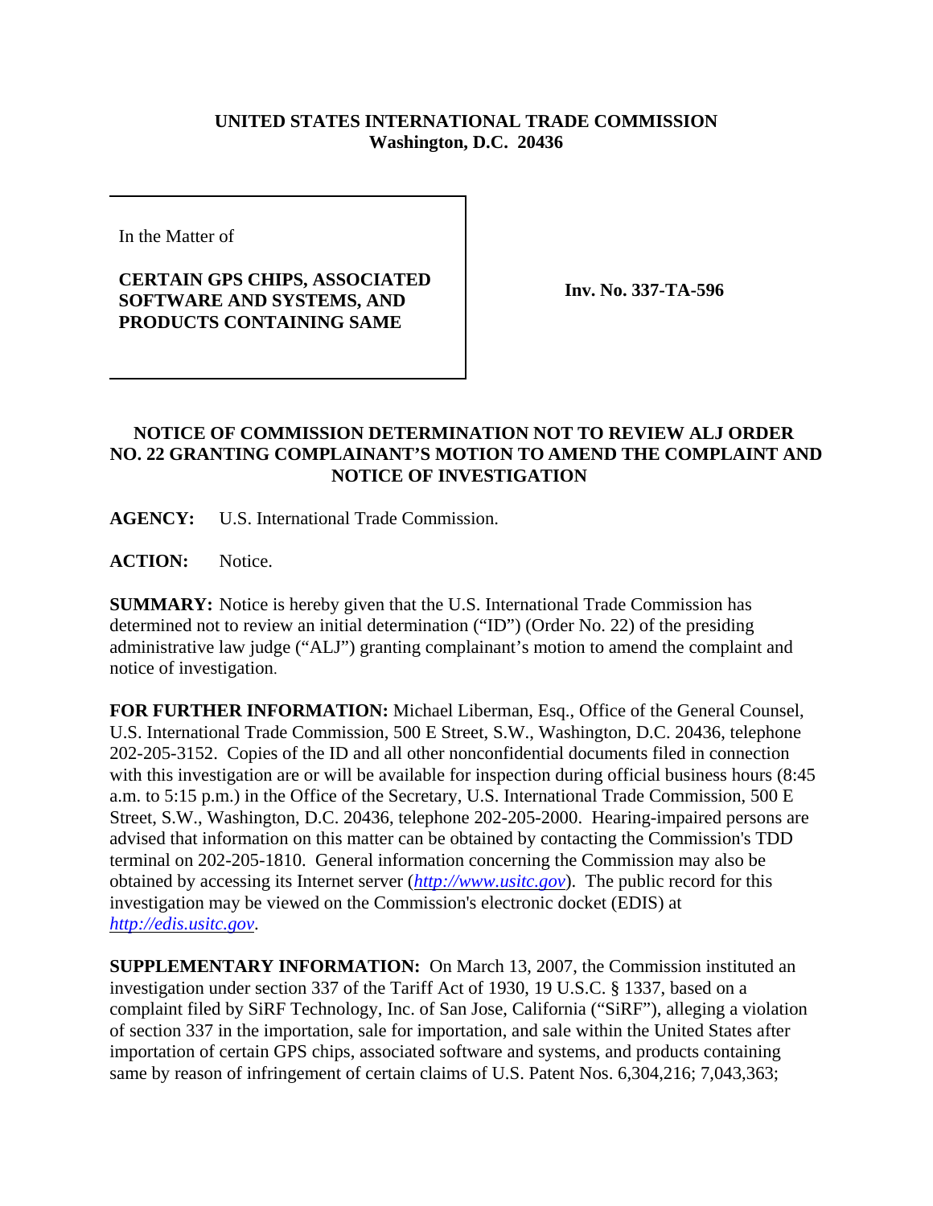**UNITED STATES INTERNATIONAL TRADE COMMISSION**
**Washington, D.C. 20436**

In the Matter of

**CERTAIN GPS CHIPS, ASSOCIATED SOFTWARE AND SYSTEMS, AND PRODUCTS CONTAINING SAME**

**Inv. No. 337-TA-596**

## NOTICE OF COMMISSION DETERMINATION NOT TO REVIEW ALJ ORDER NO. 22 GRANTING COMPLAINANT'S MOTION TO AMEND THE COMPLAINT AND NOTICE OF INVESTIGATION

**AGENCY:** U.S. International Trade Commission.

**ACTION:** Notice.

**SUMMARY:** Notice is hereby given that the U.S. International Trade Commission has determined not to review an initial determination ("ID") (Order No. 22) of the presiding administrative law judge ("ALJ") granting complainant's motion to amend the complaint and notice of investigation.

**FOR FURTHER INFORMATION:** Michael Liberman, Esq., Office of the General Counsel, U.S. International Trade Commission, 500 E Street, S.W., Washington, D.C. 20436, telephone 202-205-3152. Copies of the ID and all other nonconfidential documents filed in connection with this investigation are or will be available for inspection during official business hours (8:45 a.m. to 5:15 p.m.) in the Office of the Secretary, U.S. International Trade Commission, 500 E Street, S.W., Washington, D.C. 20436, telephone 202-205-2000. Hearing-impaired persons are advised that information on this matter can be obtained by contacting the Commission's TDD terminal on 202-205-1810. General information concerning the Commission may also be obtained by accessing its Internet server (*http://www.usitc.gov*). The public record for this investigation may be viewed on the Commission's electronic docket (EDIS) at *http://edis.usitc.gov*.

**SUPPLEMENTARY INFORMATION:** On March 13, 2007, the Commission instituted an investigation under section 337 of the Tariff Act of 1930, 19 U.S.C. § 1337, based on a complaint filed by SiRF Technology, Inc. of San Jose, California ("SiRF"), alleging a violation of section 337 in the importation, sale for importation, and sale within the United States after importation of certain GPS chips, associated software and systems, and products containing same by reason of infringement of certain claims of U.S. Patent Nos. 6,304,216; 7,043,363;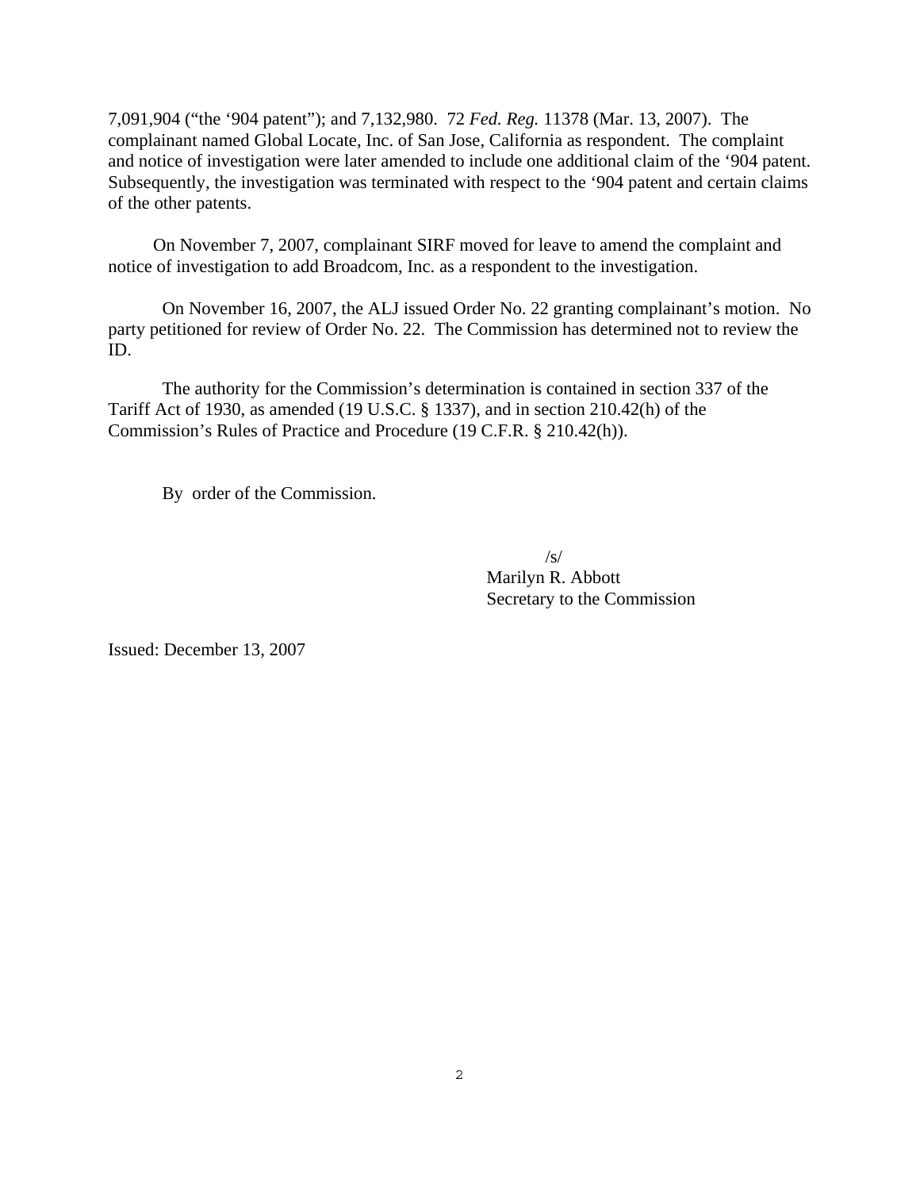7,091,904 ("the '904 patent"); and 7,132,980. 72 *Fed. Reg.* 11378 (Mar. 13, 2007). The complainant named Global Locate, Inc. of San Jose, California as respondent. The complaint and notice of investigation were later amended to include one additional claim of the '904 patent. Subsequently, the investigation was terminated with respect to the '904 patent and certain claims of the other patents.

On November 7, 2007, complainant SIRF moved for leave to amend the complaint and notice of investigation to add Broadcom, Inc. as a respondent to the investigation.

On November 16, 2007, the ALJ issued Order No. 22 granting complainant's motion. No party petitioned for review of Order No. 22. The Commission has determined not to review the ID.

The authority for the Commission's determination is contained in section 337 of the Tariff Act of 1930, as amended (19 U.S.C. § 1337), and in section 210.42(h) of the Commission's Rules of Practice and Procedure (19 C.F.R. § 210.42(h)).

By order of the Commission.

/s/
Marilyn R. Abbott
Secretary to the Commission

Issued: December 13, 2007